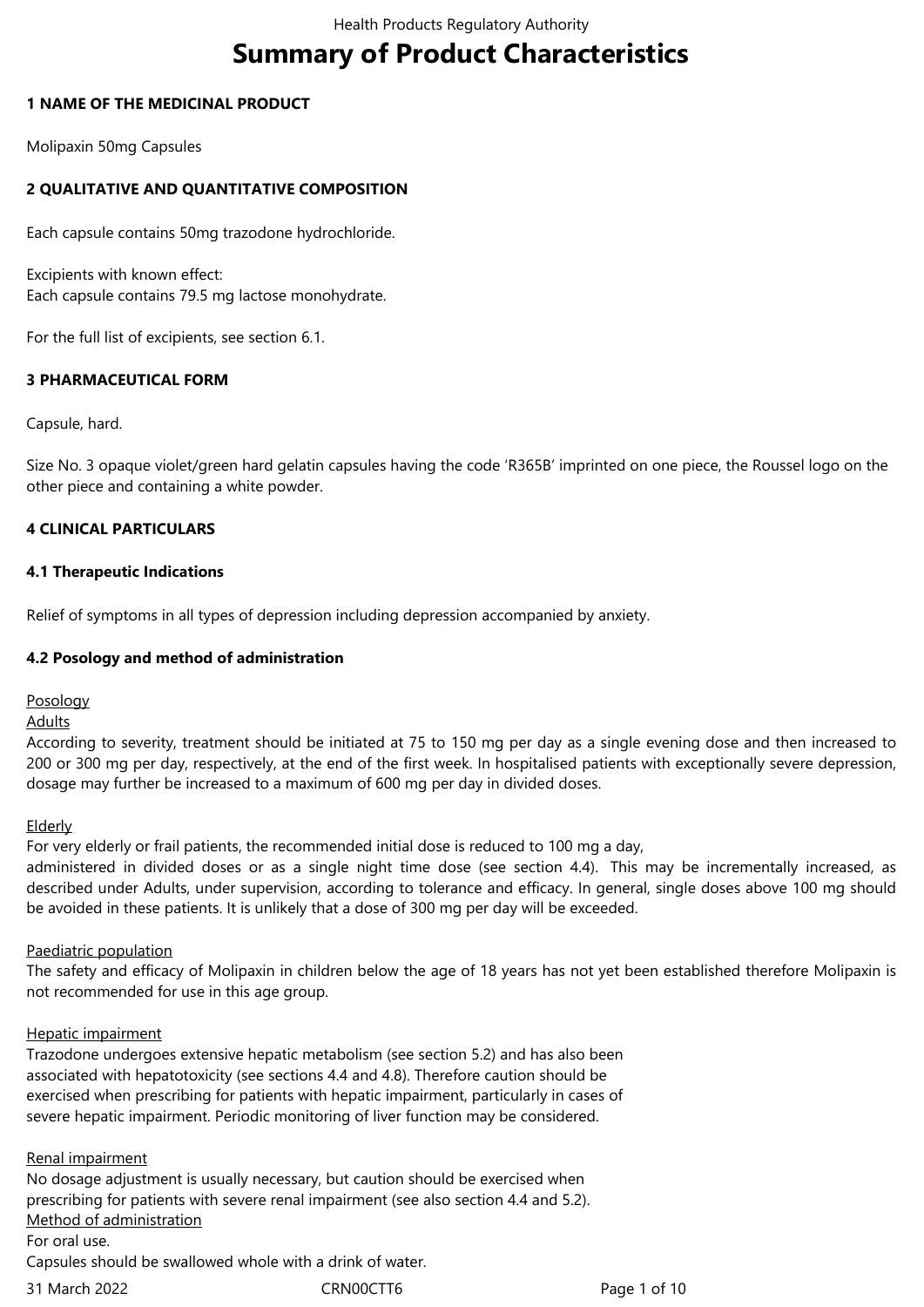# Summary of Product Characteristics

## 1 NAME OF THE MEDICINAL PRODUCT

Molipaxin 50mg Capsules

## 2 QUALITATIVE AND QUANTITATIVE COMPOSITION

Each capsule contains 50mg trazodone hydrochloride.

Excipients with known effect:
Each capsule contains 79.5 mg lactose monohydrate.

For the full list of excipients, see section 6.1.

## 3 PHARMACEUTICAL FORM

Capsule, hard.

Size No. 3 opaque violet/green hard gelatin capsules having the code 'R365B' imprinted on one piece, the Roussel logo on the other piece and containing a white powder.

## 4 CLINICAL PARTICULARS

### 4.1 Therapeutic Indications

Relief of symptoms in all types of depression including depression accompanied by anxiety.

### 4.2 Posology and method of administration

Posology

Adults

According to severity, treatment should be initiated at 75 to 150 mg per day as a single evening dose and then increased to 200 or 300 mg per day, respectively, at the end of the first week. In hospitalised patients with exceptionally severe depression, dosage may further be increased to a maximum of 600 mg per day in divided doses.

Elderly

For very elderly or frail patients, the recommended initial dose is reduced to 100 mg a day, administered in divided doses or as a single night time dose (see section 4.4). This may be incrementally increased, as described under Adults, under supervision, according to tolerance and efficacy. In general, single doses above 100 mg should be avoided in these patients. It is unlikely that a dose of 300 mg per day will be exceeded.

Paediatric population

The safety and efficacy of Molipaxin in children below the age of 18 years has not yet been established therefore Molipaxin is not recommended for use in this age group.

Hepatic impairment

Trazodone undergoes extensive hepatic metabolism (see section 5.2) and has also been associated with hepatotoxicity (see sections 4.4 and 4.8). Therefore caution should be exercised when prescribing for patients with hepatic impairment, particularly in cases of severe hepatic impairment. Periodic monitoring of liver function may be considered.

Renal impairment

No dosage adjustment is usually necessary, but caution should be exercised when prescribing for patients with severe renal impairment (see also section 4.4 and 5.2).

Method of administration

For oral use.
Capsules should be swallowed whole with a drink of water.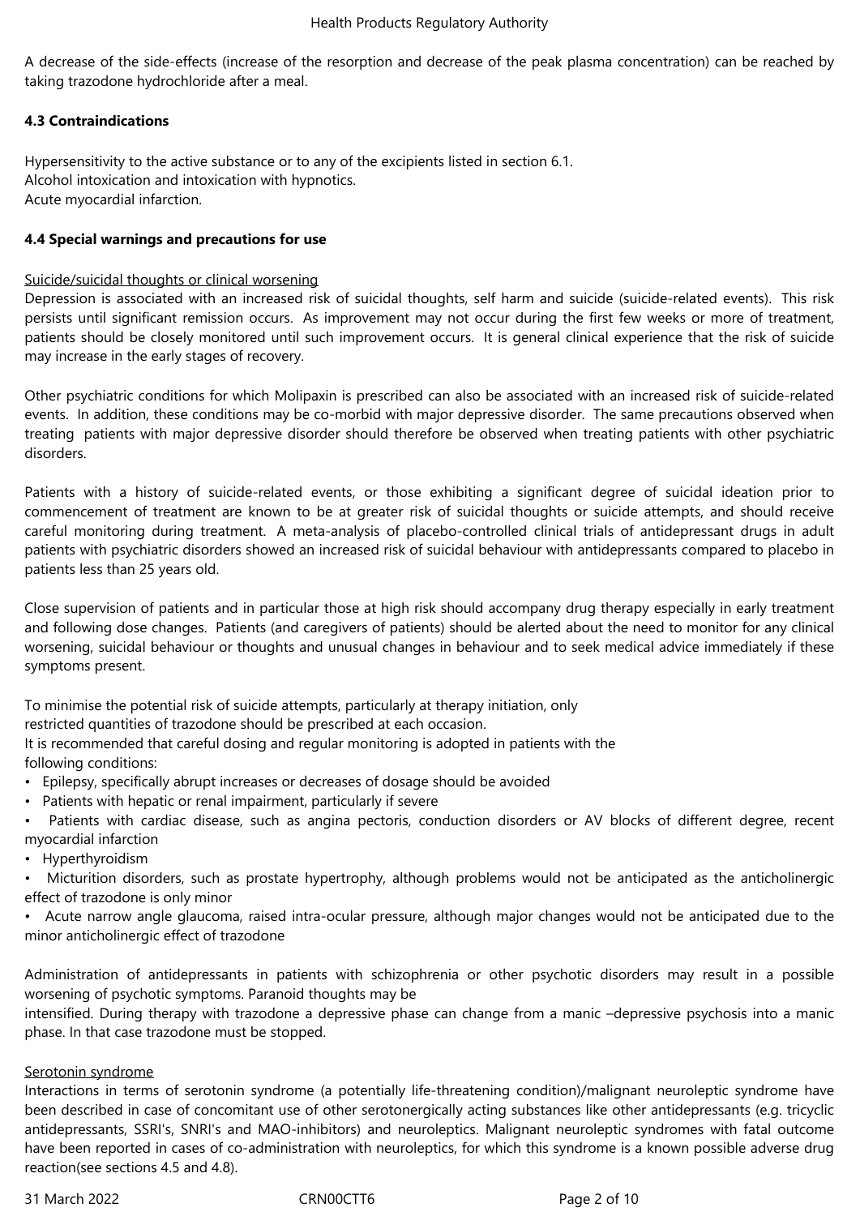A decrease of the side-effects (increase of the resorption and decrease of the peak plasma concentration) can be reached by taking trazodone hydrochloride after a meal.

### 4.3 Contraindications

Hypersensitivity to the active substance or to any of the excipients listed in section 6.1.
Alcohol intoxication and intoxication with hypnotics.
Acute myocardial infarction.

### 4.4 Special warnings and precautions for use

Suicide/suicidal thoughts or clinical worsening

Depression is associated with an increased risk of suicidal thoughts, self harm and suicide (suicide-related events). This risk persists until significant remission occurs. As improvement may not occur during the first few weeks or more of treatment, patients should be closely monitored until such improvement occurs. It is general clinical experience that the risk of suicide may increase in the early stages of recovery.

Other psychiatric conditions for which Molipaxin is prescribed can also be associated with an increased risk of suicide-related events. In addition, these conditions may be co-morbid with major depressive disorder. The same precautions observed when treating patients with major depressive disorder should therefore be observed when treating patients with other psychiatric disorders.

Patients with a history of suicide-related events, or those exhibiting a significant degree of suicidal ideation prior to commencement of treatment are known to be at greater risk of suicidal thoughts or suicide attempts, and should receive careful monitoring during treatment. A meta-analysis of placebo-controlled clinical trials of antidepressant drugs in adult patients with psychiatric disorders showed an increased risk of suicidal behaviour with antidepressants compared to placebo in patients less than 25 years old.

Close supervision of patients and in particular those at high risk should accompany drug therapy especially in early treatment and following dose changes. Patients (and caregivers of patients) should be alerted about the need to monitor for any clinical worsening, suicidal behaviour or thoughts and unusual changes in behaviour and to seek medical advice immediately if these symptoms present.

To minimise the potential risk of suicide attempts, particularly at therapy initiation, only restricted quantities of trazodone should be prescribed at each occasion.
It is recommended that careful dosing and regular monitoring is adopted in patients with the following conditions:

- Epilepsy, specifically abrupt increases or decreases of dosage should be avoided
- Patients with hepatic or renal impairment, particularly if severe
- Patients with cardiac disease, such as angina pectoris, conduction disorders or AV blocks of different degree, recent myocardial infarction
- Hyperthyroidism
- Micturition disorders, such as prostate hypertrophy, although problems would not be anticipated as the anticholinergic effect of trazodone is only minor
- Acute narrow angle glaucoma, raised intra-ocular pressure, although major changes would not be anticipated due to the minor anticholinergic effect of trazodone

Administration of antidepressants in patients with schizophrenia or other psychotic disorders may result in a possible worsening of psychotic symptoms. Paranoid thoughts may be intensified. During therapy with trazodone a depressive phase can change from a manic –depressive psychosis into a manic phase. In that case trazodone must be stopped.

Serotonin syndrome

Interactions in terms of serotonin syndrome (a potentially life-threatening condition)/malignant neuroleptic syndrome have been described in case of concomitant use of other serotonergically acting substances like other antidepressants (e.g. tricyclic antidepressants, SSRI's, SNRI's and MAO-inhibitors) and neuroleptics. Malignant neuroleptic syndromes with fatal outcome have been reported in cases of co-administration with neuroleptics, for which this syndrome is a known possible adverse drug reaction(see sections 4.5 and 4.8).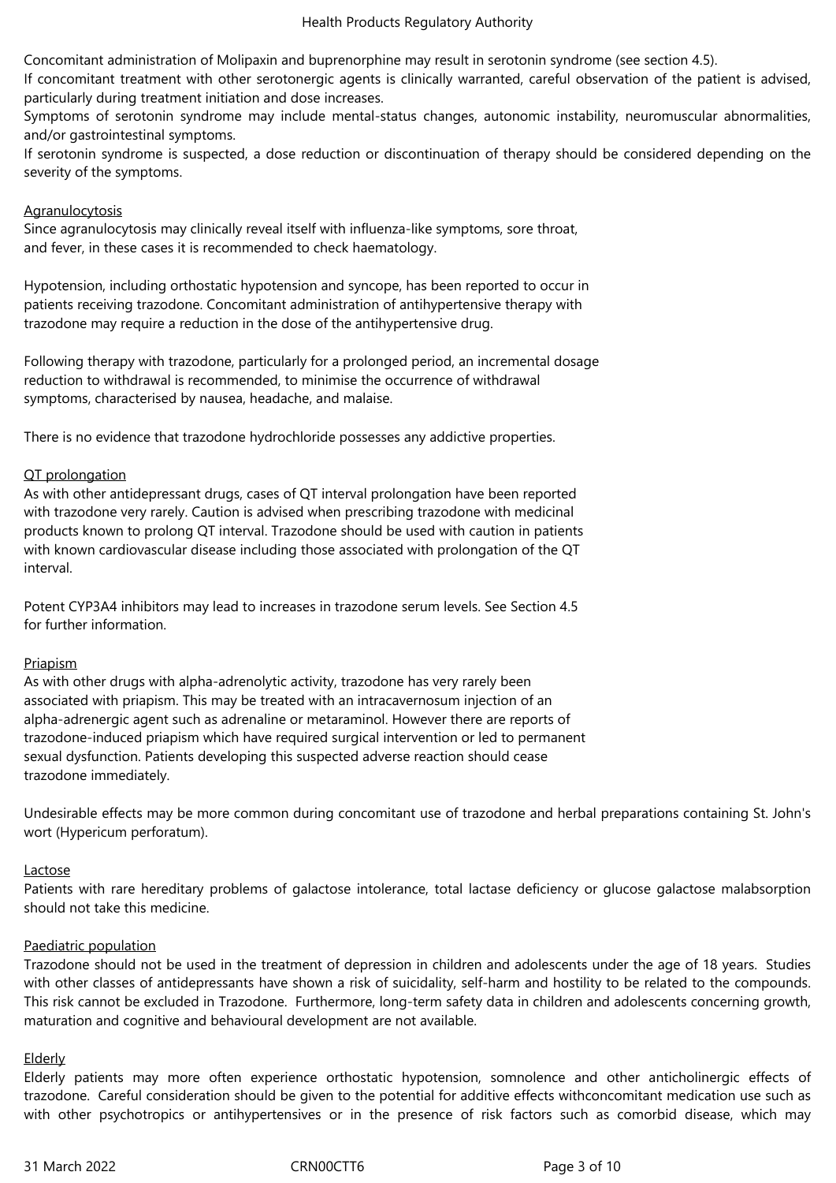Concomitant administration of Molipaxin and buprenorphine may result in serotonin syndrome (see section 4.5).
If concomitant treatment with other serotonergic agents is clinically warranted, careful observation of the patient is advised, particularly during treatment initiation and dose increases.
Symptoms of serotonin syndrome may include mental-status changes, autonomic instability, neuromuscular abnormalities, and/or gastrointestinal symptoms.
If serotonin syndrome is suspected, a dose reduction or discontinuation of therapy should be considered depending on the severity of the symptoms.

Agranulocytosis
Since agranulocytosis may clinically reveal itself with influenza-like symptoms, sore throat, and fever, in these cases it is recommended to check haematology.

Hypotension, including orthostatic hypotension and syncope, has been reported to occur in patients receiving trazodone. Concomitant administration of antihypertensive therapy with trazodone may require a reduction in the dose of the antihypertensive drug.

Following therapy with trazodone, particularly for a prolonged period, an incremental dosage reduction to withdrawal is recommended, to minimise the occurrence of withdrawal symptoms, characterised by nausea, headache, and malaise.

There is no evidence that trazodone hydrochloride possesses any addictive properties.

QT prolongation
As with other antidepressant drugs, cases of QT interval prolongation have been reported with trazodone very rarely. Caution is advised when prescribing trazodone with medicinal products known to prolong QT interval. Trazodone should be used with caution in patients with known cardiovascular disease including those associated with prolongation of the QT interval.

Potent CYP3A4 inhibitors may lead to increases in trazodone serum levels. See Section 4.5 for further information.

Priapism
As with other drugs with alpha-adrenolytic activity, trazodone has very rarely been associated with priapism. This may be treated with an intracavernosum injection of an alpha-adrenergic agent such as adrenaline or metaraminol. However there are reports of trazodone-induced priapism which have required surgical intervention or led to permanent sexual dysfunction. Patients developing this suspected adverse reaction should cease trazodone immediately.

Undesirable effects may be more common during concomitant use of trazodone and herbal preparations containing St. John's wort (Hypericum perforatum).

Lactose
Patients with rare hereditary problems of galactose intolerance, total lactase deficiency or glucose galactose malabsorption should not take this medicine.

Paediatric population
Trazodone should not be used in the treatment of depression in children and adolescents under the age of 18 years. Studies with other classes of antidepressants have shown a risk of suicidality, self-harm and hostility to be related to the compounds. This risk cannot be excluded in Trazodone. Furthermore, long-term safety data in children and adolescents concerning growth, maturation and cognitive and behavioural development are not available.

Elderly
Elderly patients may more often experience orthostatic hypotension, somnolence and other anticholinergic effects of trazodone. Careful consideration should be given to the potential for additive effects withconcomitant medication use such as with other psychotropics or antihypertensives or in the presence of risk factors such as comorbid disease, which may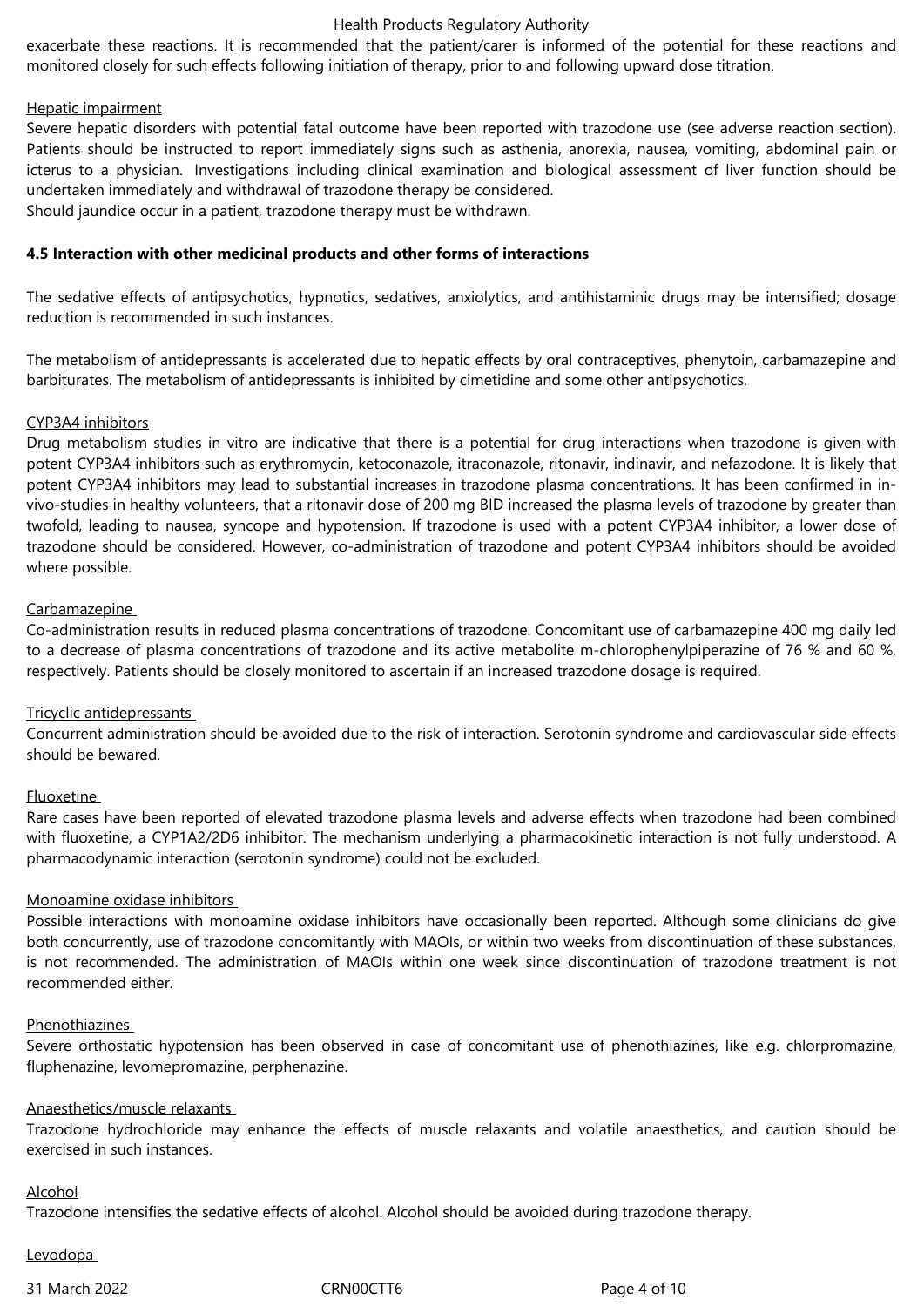exacerbate these reactions. It is recommended that the patient/carer is informed of the potential for these reactions and monitored closely for such effects following initiation of therapy, prior to and following upward dose titration.

Hepatic impairment

Severe hepatic disorders with potential fatal outcome have been reported with trazodone use (see adverse reaction section). Patients should be instructed to report immediately signs such as asthenia, anorexia, nausea, vomiting, abdominal pain or icterus to a physician. Investigations including clinical examination and biological assessment of liver function should be undertaken immediately and withdrawal of trazodone therapy be considered.
Should jaundice occur in a patient, trazodone therapy must be withdrawn.

**4.5 Interaction with other medicinal products and other forms of interactions**

The sedative effects of antipsychotics, hypnotics, sedatives, anxiolytics, and antihistaminic drugs may be intensified; dosage reduction is recommended in such instances.

The metabolism of antidepressants is accelerated due to hepatic effects by oral contraceptives, phenytoin, carbamazepine and barbiturates. The metabolism of antidepressants is inhibited by cimetidine and some other antipsychotics.

CYP3A4 inhibitors

Drug metabolism studies in vitro are indicative that there is a potential for drug interactions when trazodone is given with potent CYP3A4 inhibitors such as erythromycin, ketoconazole, itraconazole, ritonavir, indinavir, and nefazodone. It is likely that potent CYP3A4 inhibitors may lead to substantial increases in trazodone plasma concentrations. It has been confirmed in in-vivo-studies in healthy volunteers, that a ritonavir dose of 200 mg BID increased the plasma levels of trazodone by greater than twofold, leading to nausea, syncope and hypotension. If trazodone is used with a potent CYP3A4 inhibitor, a lower dose of trazodone should be considered. However, co-administration of trazodone and potent CYP3A4 inhibitors should be avoided where possible.

Carbamazepine

Co-administration results in reduced plasma concentrations of trazodone. Concomitant use of carbamazepine 400 mg daily led to a decrease of plasma concentrations of trazodone and its active metabolite m-chlorophenylpiperazine of 76 % and 60 %, respectively. Patients should be closely monitored to ascertain if an increased trazodone dosage is required.

Tricyclic antidepressants

Concurrent administration should be avoided due to the risk of interaction. Serotonin syndrome and cardiovascular side effects should be bewared.

Fluoxetine

Rare cases have been reported of elevated trazodone plasma levels and adverse effects when trazodone had been combined with fluoxetine, a CYP1A2/2D6 inhibitor. The mechanism underlying a pharmacokinetic interaction is not fully understood. A pharmacodynamic interaction (serotonin syndrome) could not be excluded.

Monoamine oxidase inhibitors

Possible interactions with monoamine oxidase inhibitors have occasionally been reported. Although some clinicians do give both concurrently, use of trazodone concomitantly with MAOIs, or within two weeks from discontinuation of these substances, is not recommended. The administration of MAOIs within one week since discontinuation of trazodone treatment is not recommended either.

Phenothiazines

Severe orthostatic hypotension has been observed in case of concomitant use of phenothiazines, like e.g. chlorpromazine, fluphenazine, levomepromazine, perphenazine.

Anaesthetics/muscle relaxants

Trazodone hydrochloride may enhance the effects of muscle relaxants and volatile anaesthetics, and caution should be exercised in such instances.

Alcohol

Trazodone intensifies the sedative effects of alcohol. Alcohol should be avoided during trazodone therapy.

Levodopa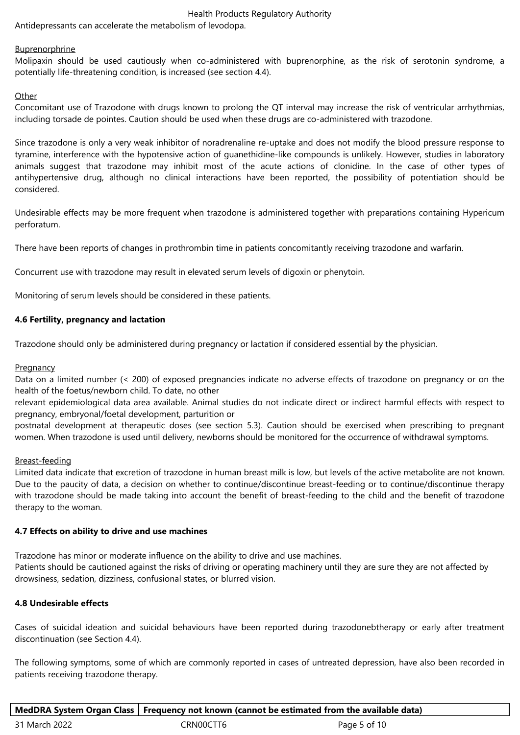Antidepressants can accelerate the metabolism of levodopa.

Buprenorphine

Molipaxin should be used cautiously when co-administered with buprenorphine, as the risk of serotonin syndrome, a potentially life-threatening condition, is increased (see section 4.4).

Other

Concomitant use of Trazodone with drugs known to prolong the QT interval may increase the risk of ventricular arrhythmias, including torsade de pointes. Caution should be used when these drugs are co-administered with trazodone.

Since trazodone is only a very weak inhibitor of noradrenaline re-uptake and does not modify the blood pressure response to tyramine, interference with the hypotensive action of guanethidine-like compounds is unlikely. However, studies in laboratory animals suggest that trazodone may inhibit most of the acute actions of clonidine. In the case of other types of antihypertensive drug, although no clinical interactions have been reported, the possibility of potentiation should be considered.

Undesirable effects may be more frequent when trazodone is administered together with preparations containing Hypericum perforatum.

There have been reports of changes in prothrombin time in patients concomitantly receiving trazodone and warfarin.

Concurrent use with trazodone may result in elevated serum levels of digoxin or phenytoin.

Monitoring of serum levels should be considered in these patients.

### 4.6 Fertility, pregnancy and lactation

Trazodone should only be administered during pregnancy or lactation if considered essential by the physician.

Pregnancy

Data on a limited number (< 200) of exposed pregnancies indicate no adverse effects of trazodone on pregnancy or on the health of the foetus/newborn child. To date, no other relevant epidemiological data area available. Animal studies do not indicate direct or indirect harmful effects with respect to pregnancy, embryonal/foetal development, parturition or postnatal development at therapeutic doses (see section 5.3). Caution should be exercised when prescribing to pregnant women. When trazodone is used until delivery, newborns should be monitored for the occurrence of withdrawal symptoms.

Breast-feeding

Limited data indicate that excretion of trazodone in human breast milk is low, but levels of the active metabolite are not known. Due to the paucity of data, a decision on whether to continue/discontinue breast-feeding or to continue/discontinue therapy with trazodone should be made taking into account the benefit of breast-feeding to the child and the benefit of trazodone therapy to the woman.

### 4.7 Effects on ability to drive and use machines

Trazodone has minor or moderate influence on the ability to drive and use machines.
Patients should be cautioned against the risks of driving or operating machinery until they are sure they are not affected by drowsiness, sedation, dizziness, confusional states, or blurred vision.

### 4.8 Undesirable effects

Cases of suicidal ideation and suicidal behaviours have been reported during trazodonebtherapy or early after treatment discontinuation (see Section 4.4).

The following symptoms, some of which are commonly reported in cases of untreated depression, have also been recorded in patients receiving trazodone therapy.

| MedDRA System Organ Class | Frequency not known (cannot be estimated from the available data) |
|---|---|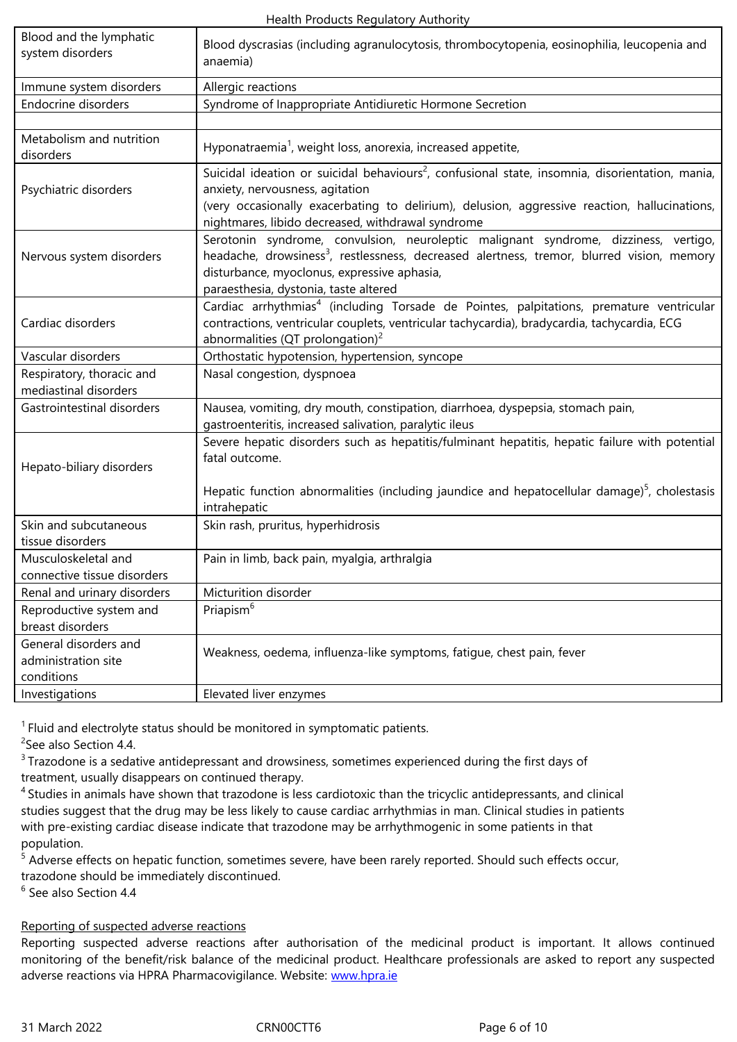| | |
|---|---|
| Blood and the lymphatic system disorders | Blood dyscrasias (including agranulocytosis, thrombocytopenia, eosinophilia, leucopenia and anaemia) |
| Immune system disorders | Allergic reactions |
| Endocrine disorders | Syndrome of Inappropriate Antidiuretic Hormone Secretion |
| | |
| Metabolism and nutrition disorders | Hyponatraemia[1], weight loss, anorexia, increased appetite, |
| Psychiatric disorders | Suicidal ideation or suicidal behaviours[2], confusional state, insomnia, disorientation, mania, anxiety, nervousness, agitation (very occasionally exacerbating to delirium), delusion, aggressive reaction, hallucinations, nightmares, libido decreased, withdrawal syndrome |
| Nervous system disorders | Serotonin syndrome, convulsion, neuroleptic malignant syndrome, dizziness, vertigo, headache, drowsiness[3], restlessness, decreased alertness, tremor, blurred vision, memory disturbance, myoclonus, expressive aphasia, paraesthesia, dystonia, taste altered |
| Cardiac disorders | Cardiac arrhythmias[4] (including Torsade de Pointes, palpitations, premature ventricular contractions, ventricular couplets, ventricular tachycardia), bradycardia, tachycardia, ECG abnormalities (QT prolongation)[2] |
| Vascular disorders | Orthostatic hypotension, hypertension, syncope |
| Respiratory, thoracic and mediastinal disorders | Nasal congestion, dyspnoea |
| Gastrointestinal disorders | Nausea, vomiting, dry mouth, constipation, diarrhoea, dyspepsia, stomach pain, gastroenteritis, increased salivation, paralytic ileus |
| Hepato-biliary disorders | Severe hepatic disorders such as hepatitis/fulminant hepatitis, hepatic failure with potential fatal outcome.<br><br>Hepatic function abnormalities (including jaundice and hepatocellular damage)[5], cholestasis intrahepatic |
| Skin and subcutaneous tissue disorders | Skin rash, pruritus, hyperhidrosis |
| Musculoskeletal and connective tissue disorders | Pain in limb, back pain, myalgia, arthralgia |
| Renal and urinary disorders | Micturition disorder |
| Reproductive system and breast disorders | Priapism[6] |
| General disorders and administration site conditions | Weakness, oedema, influenza-like symptoms, fatigue, chest pain, fever |
| Investigations | Elevated liver enzymes |

[1] Fluid and electrolyte status should be monitored in symptomatic patients.
[2] See also Section 4.4.
[3] Trazodone is a sedative antidepressant and drowsiness, sometimes experienced during the first days of treatment, usually disappears on continued therapy.
[4] Studies in animals have shown that trazodone is less cardiotoxic than the tricyclic antidepressants, and clinical studies suggest that the drug may be less likely to cause cardiac arrhythmias in man. Clinical studies in patients with pre-existing cardiac disease indicate that trazodone may be arrhythmogenic in some patients in that population.
[5] Adverse effects on hepatic function, sometimes severe, have been rarely reported. Should such effects occur, trazodone should be immediately discontinued.
[6] See also Section 4.4

Reporting of suspected adverse reactions

Reporting suspected adverse reactions after authorisation of the medicinal product is important. It allows continued monitoring of the benefit/risk balance of the medicinal product. Healthcare professionals are asked to report any suspected adverse reactions via HPRA Pharmacovigilance. Website: www.hpra.ie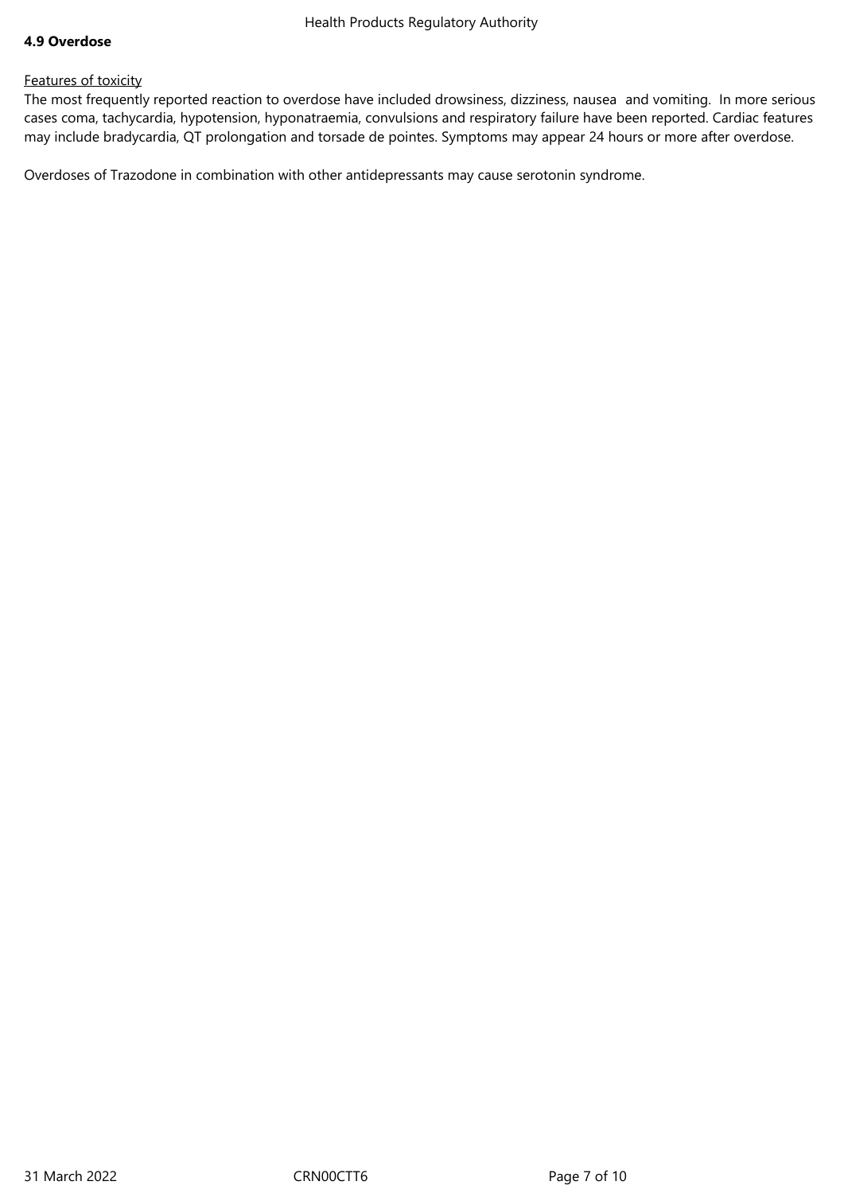**4.9 Overdose**

Features of toxicity

The most frequently reported reaction to overdose have included drowsiness, dizziness, nausea  and vomiting.  In more serious cases coma, tachycardia, hypotension, hyponatraemia, convulsions and respiratory failure have been reported. Cardiac features may include bradycardia, QT prolongation and torsade de pointes. Symptoms may appear 24 hours or more after overdose.

Overdoses of Trazodone in combination with other antidepressants may cause serotonin syndrome.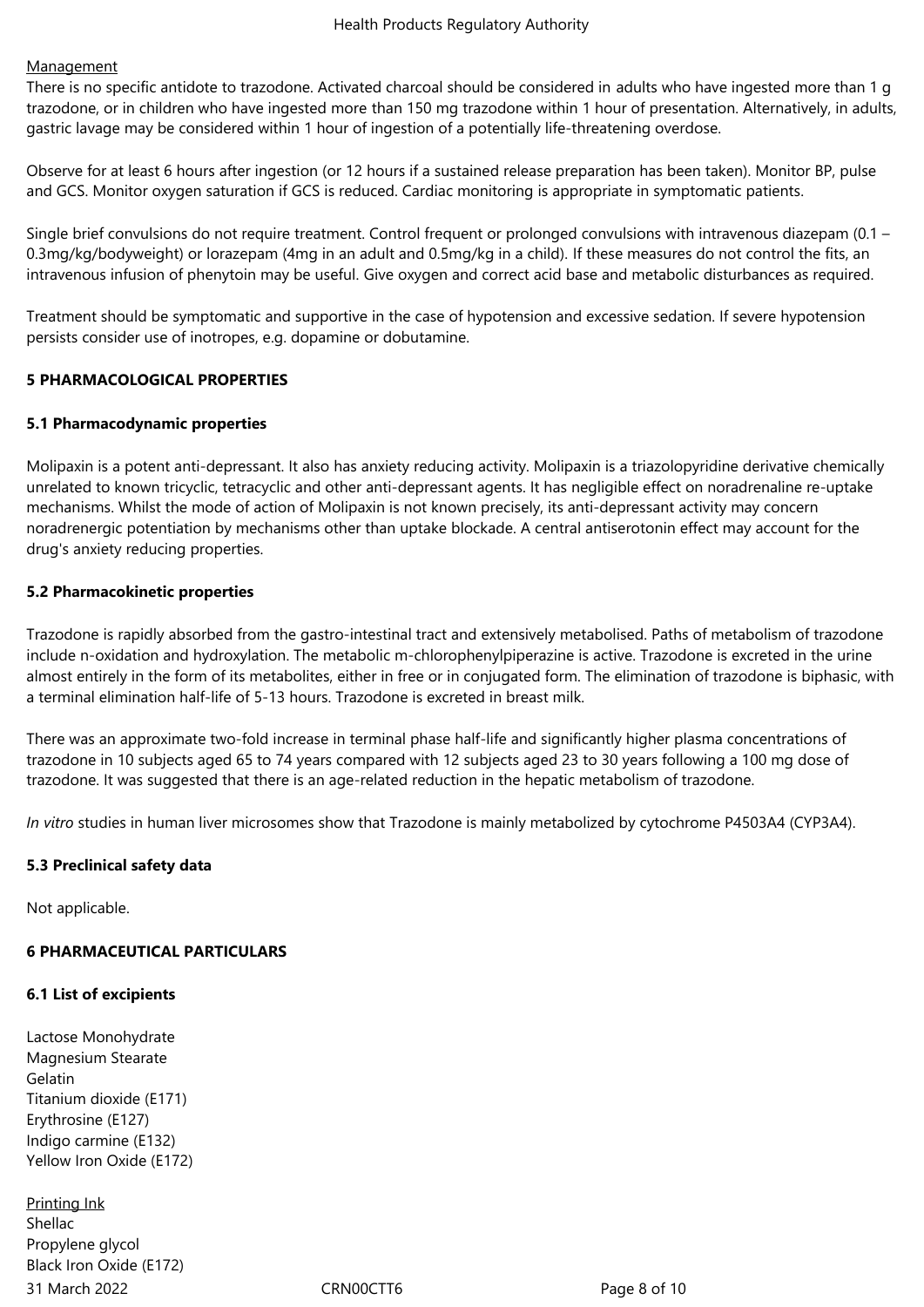Management

There is no specific antidote to trazodone. Activated charcoal should be considered in adults who have ingested more than 1 g trazodone, or in children who have ingested more than 150 mg trazodone within 1 hour of presentation. Alternatively, in adults, gastric lavage may be considered within 1 hour of ingestion of a potentially life-threatening overdose.

Observe for at least 6 hours after ingestion (or 12 hours if a sustained release preparation has been taken). Monitor BP, pulse and GCS. Monitor oxygen saturation if GCS is reduced. Cardiac monitoring is appropriate in symptomatic patients.

Single brief convulsions do not require treatment. Control frequent or prolonged convulsions with intravenous diazepam (0.1 – 0.3mg/kg/bodyweight) or lorazepam (4mg in an adult and 0.5mg/kg in a child). If these measures do not control the fits, an intravenous infusion of phenytoin may be useful. Give oxygen and correct acid base and metabolic disturbances as required.

Treatment should be symptomatic and supportive in the case of hypotension and excessive sedation. If severe hypotension persists consider use of inotropes, e.g. dopamine or dobutamine.

## 5 PHARMACOLOGICAL PROPERTIES

### 5.1 Pharmacodynamic properties

Molipaxin is a potent anti-depressant. It also has anxiety reducing activity. Molipaxin is a triazolopyridine derivative chemically unrelated to known tricyclic, tetracyclic and other anti-depressant agents. It has negligible effect on noradrenaline re-uptake mechanisms. Whilst the mode of action of Molipaxin is not known precisely, its anti-depressant activity may concern noradrenergic potentiation by mechanisms other than uptake blockade. A central antiserotonin effect may account for the drug's anxiety reducing properties.

### 5.2 Pharmacokinetic properties

Trazodone is rapidly absorbed from the gastro-intestinal tract and extensively metabolised. Paths of metabolism of trazodone include n-oxidation and hydroxylation. The metabolic m-chlorophenylpiperazine is active. Trazodone is excreted in the urine almost entirely in the form of its metabolites, either in free or in conjugated form. The elimination of trazodone is biphasic, with a terminal elimination half-life of 5-13 hours. Trazodone is excreted in breast milk.

There was an approximate two-fold increase in terminal phase half-life and significantly higher plasma concentrations of trazodone in 10 subjects aged 65 to 74 years compared with 12 subjects aged 23 to 30 years following a 100 mg dose of trazodone. It was suggested that there is an age-related reduction in the hepatic metabolism of trazodone.

*In vitro* studies in human liver microsomes show that Trazodone is mainly metabolized by cytochrome P4503A4 (CYP3A4).

### 5.3 Preclinical safety data

Not applicable.

## 6 PHARMACEUTICAL PARTICULARS

### 6.1 List of excipients

Lactose Monohydrate
Magnesium Stearate
Gelatin
Titanium dioxide (E171)
Erythrosine (E127)
Indigo carmine (E132)
Yellow Iron Oxide (E172)

Printing Ink
Shellac
Propylene glycol
Black Iron Oxide (E172)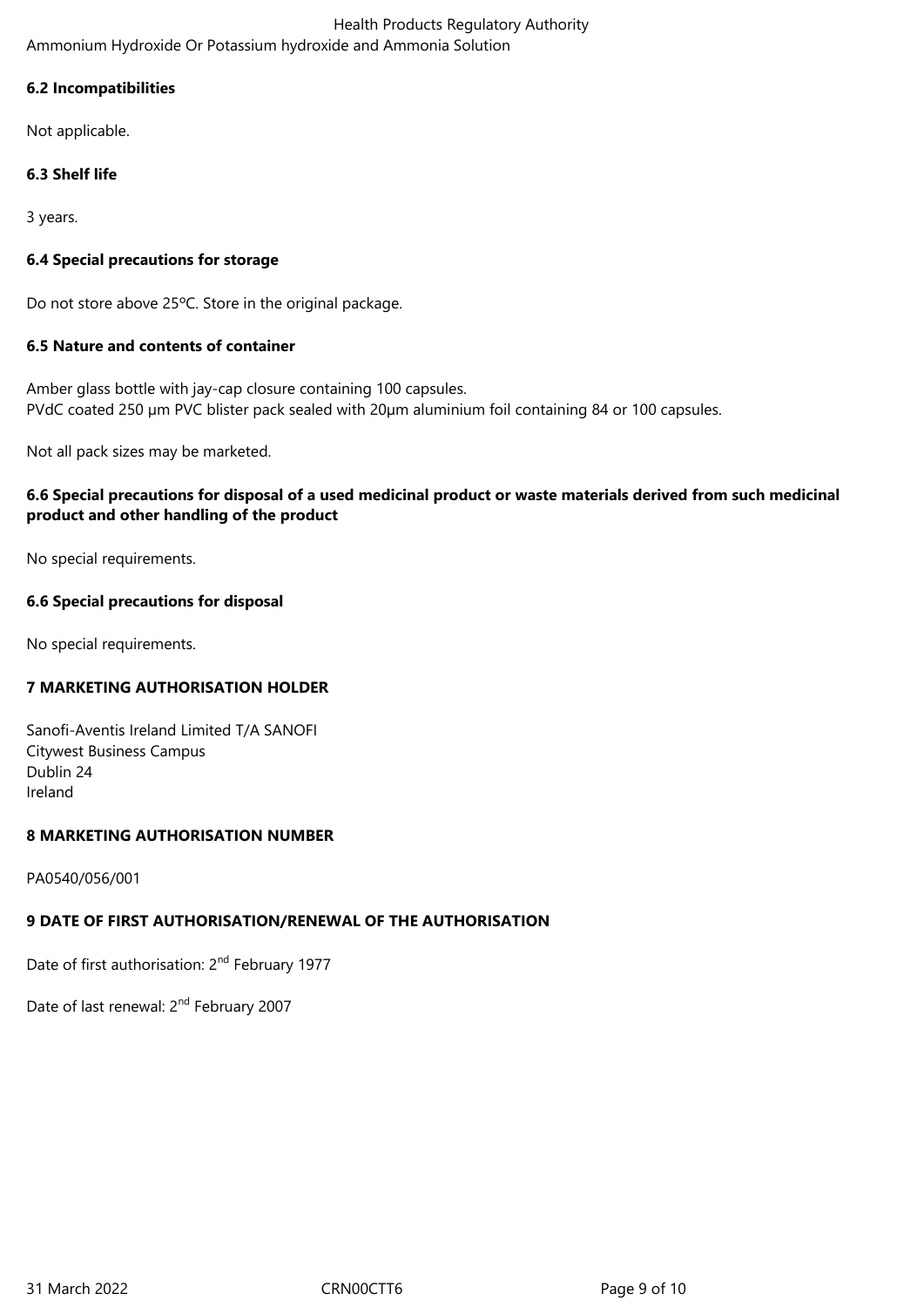### 6.2 Incompatibilities

Not applicable.

### 6.3 Shelf life

3 years.

### 6.4 Special precautions for storage

Do not store above 25ºC. Store in the original package.

### 6.5 Nature and contents of container

Amber glass bottle with jay-cap closure containing 100 capsules.
PVdC coated 250 µm PVC blister pack sealed with 20µm aluminium foil containing 84 or 100 capsules.

Not all pack sizes may be marketed.

### 6.6 Special precautions for disposal of a used medicinal product or waste materials derived from such medicinal product and other handling of the product

No special requirements.

### 6.6 Special precautions for disposal

No special requirements.

## 7 MARKETING AUTHORISATION HOLDER

Sanofi-Aventis Ireland Limited T/A SANOFI
Citywest Business Campus
Dublin 24
Ireland

## 8 MARKETING AUTHORISATION NUMBER

PA0540/056/001

## 9 DATE OF FIRST AUTHORISATION/RENEWAL OF THE AUTHORISATION

Date of first authorisation: 2nd February 1977

Date of last renewal: 2nd February 2007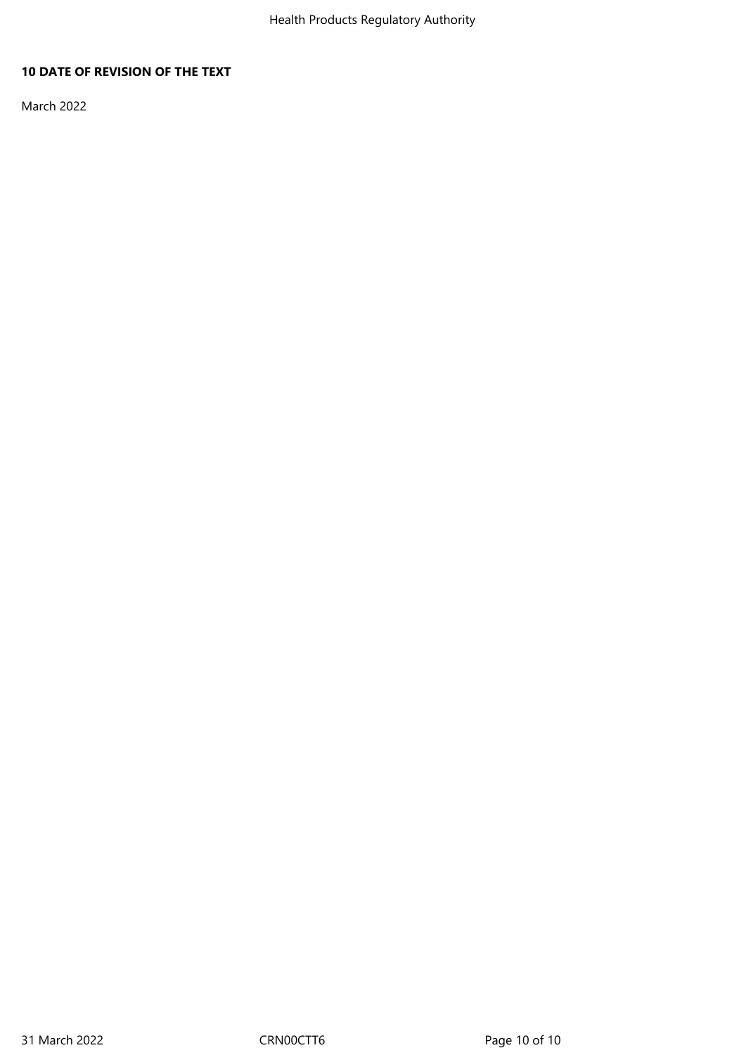**10 DATE OF REVISION OF THE TEXT**

March 2022